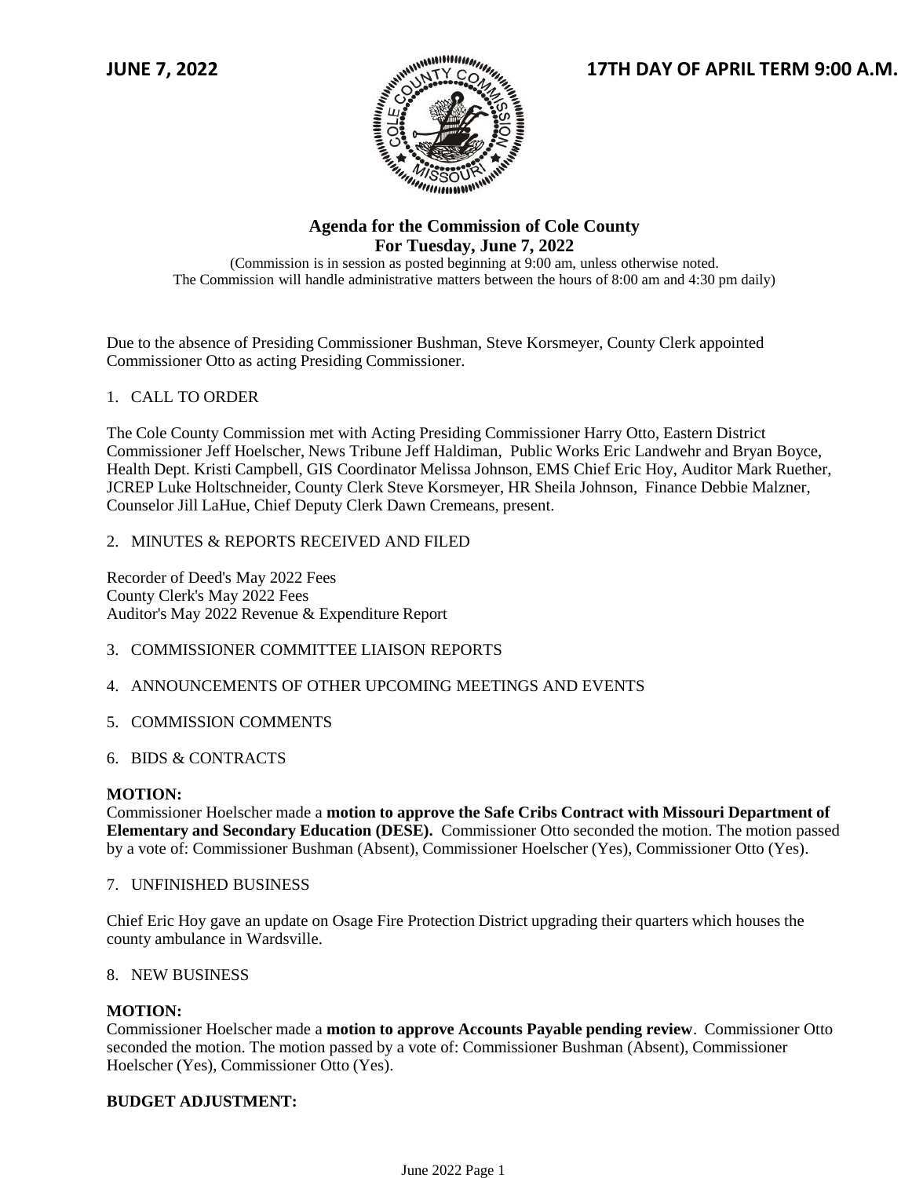**JUNE 7, 2022** **17TH DAY OF APRIL TERM 9:00 A.M.**

## Agenda for the Commission of Cole County
## For Tuesday, June 7, 2022

(Commission is in session as posted beginning at 9:00 am, unless otherwise noted.
The Commission will handle administrative matters between the hours of 8:00 am and 4:30 pm daily)

Due to the absence of Presiding Commissioner Bushman, Steve Korsmeyer, County Clerk appointed Commissioner Otto as acting Presiding Commissioner.

1. CALL TO ORDER

The Cole County Commission met with Acting Presiding Commissioner Harry Otto, Eastern District Commissioner Jeff Hoelscher, News Tribune Jeff Haldiman, Public Works Eric Landwehr and Bryan Boyce, Health Dept. Kristi Campbell, GIS Coordinator Melissa Johnson, EMS Chief Eric Hoy, Auditor Mark Ruether, JCREP Luke Holtschneider, County Clerk Steve Korsmeyer, HR Sheila Johnson, Finance Debbie Malzner, Counselor Jill LaHue, Chief Deputy Clerk Dawn Cremeans, present.

2. MINUTES & REPORTS RECEIVED AND FILED

Recorder of Deed's May 2022 Fees
County Clerk's May 2022 Fees
Auditor's May 2022 Revenue & Expenditure Report

3. COMMISSIONER COMMITTEE LIAISON REPORTS

4. ANNOUNCEMENTS OF OTHER UPCOMING MEETINGS AND EVENTS

5. COMMISSION COMMENTS

6. BIDS & CONTRACTS

**MOTION:**
Commissioner Hoelscher made a **motion to approve the Safe Cribs Contract with Missouri Department of Elementary and Secondary Education (DESE).** Commissioner Otto seconded the motion. The motion passed by a vote of: Commissioner Bushman (Absent), Commissioner Hoelscher (Yes), Commissioner Otto (Yes).

7. UNFINISHED BUSINESS

Chief Eric Hoy gave an update on Osage Fire Protection District upgrading their quarters which houses the county ambulance in Wardsville.

8. NEW BUSINESS

**MOTION:**
Commissioner Hoelscher made a **motion to approve Accounts Payable pending review**. Commissioner Otto seconded the motion. The motion passed by a vote of: Commissioner Bushman (Absent), Commissioner Hoelscher (Yes), Commissioner Otto (Yes).

**BUDGET ADJUSTMENT:**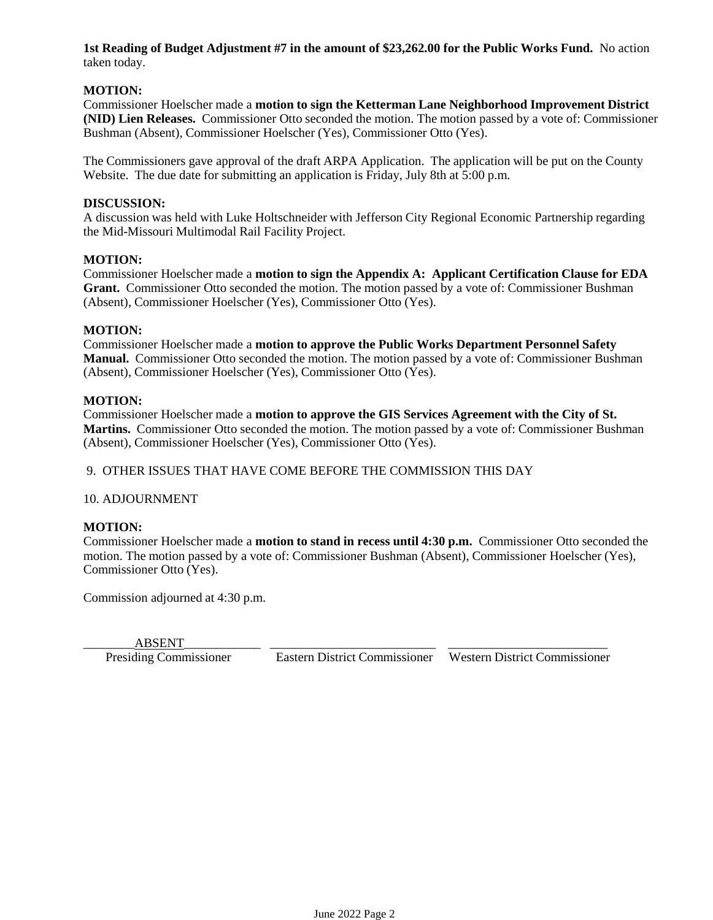**1st Reading of Budget Adjustment #7 in the amount of $23,262.00 for the Public Works Fund.** No action taken today.

**MOTION:**
Commissioner Hoelscher made a **motion to sign the Ketterman Lane Neighborhood Improvement District (NID) Lien Releases.** Commissioner Otto seconded the motion. The motion passed by a vote of: Commissioner Bushman (Absent), Commissioner Hoelscher (Yes), Commissioner Otto (Yes).

The Commissioners gave approval of the draft ARPA Application. The application will be put on the County Website. The due date for submitting an application is Friday, July 8th at 5:00 p.m.

**DISCUSSION:**
A discussion was held with Luke Holtschneider with Jefferson City Regional Economic Partnership regarding the Mid-Missouri Multimodal Rail Facility Project.

**MOTION:**
Commissioner Hoelscher made a **motion to sign the Appendix A: Applicant Certification Clause for EDA Grant.** Commissioner Otto seconded the motion. The motion passed by a vote of: Commissioner Bushman (Absent), Commissioner Hoelscher (Yes), Commissioner Otto (Yes).

**MOTION:**
Commissioner Hoelscher made a **motion to approve the Public Works Department Personnel Safety Manual.** Commissioner Otto seconded the motion. The motion passed by a vote of: Commissioner Bushman (Absent), Commissioner Hoelscher (Yes), Commissioner Otto (Yes).

**MOTION:**
Commissioner Hoelscher made a **motion to approve the GIS Services Agreement with the City of St. Martins.** Commissioner Otto seconded the motion. The motion passed by a vote of: Commissioner Bushman (Absent), Commissioner Hoelscher (Yes), Commissioner Otto (Yes).

9. OTHER ISSUES THAT HAVE COME BEFORE THE COMMISSION THIS DAY

10. ADJOURNMENT

**MOTION:**
Commissioner Hoelscher made a **motion to stand in recess until 4:30 p.m.** Commissioner Otto seconded the motion. The motion passed by a vote of: Commissioner Bushman (Absent), Commissioner Hoelscher (Yes), Commissioner Otto (Yes).

Commission adjourned at 4:30 p.m.

________ABSENT____________ ___________________________ __________________________
Presiding Commissioner Eastern District Commissioner Western District Commissioner